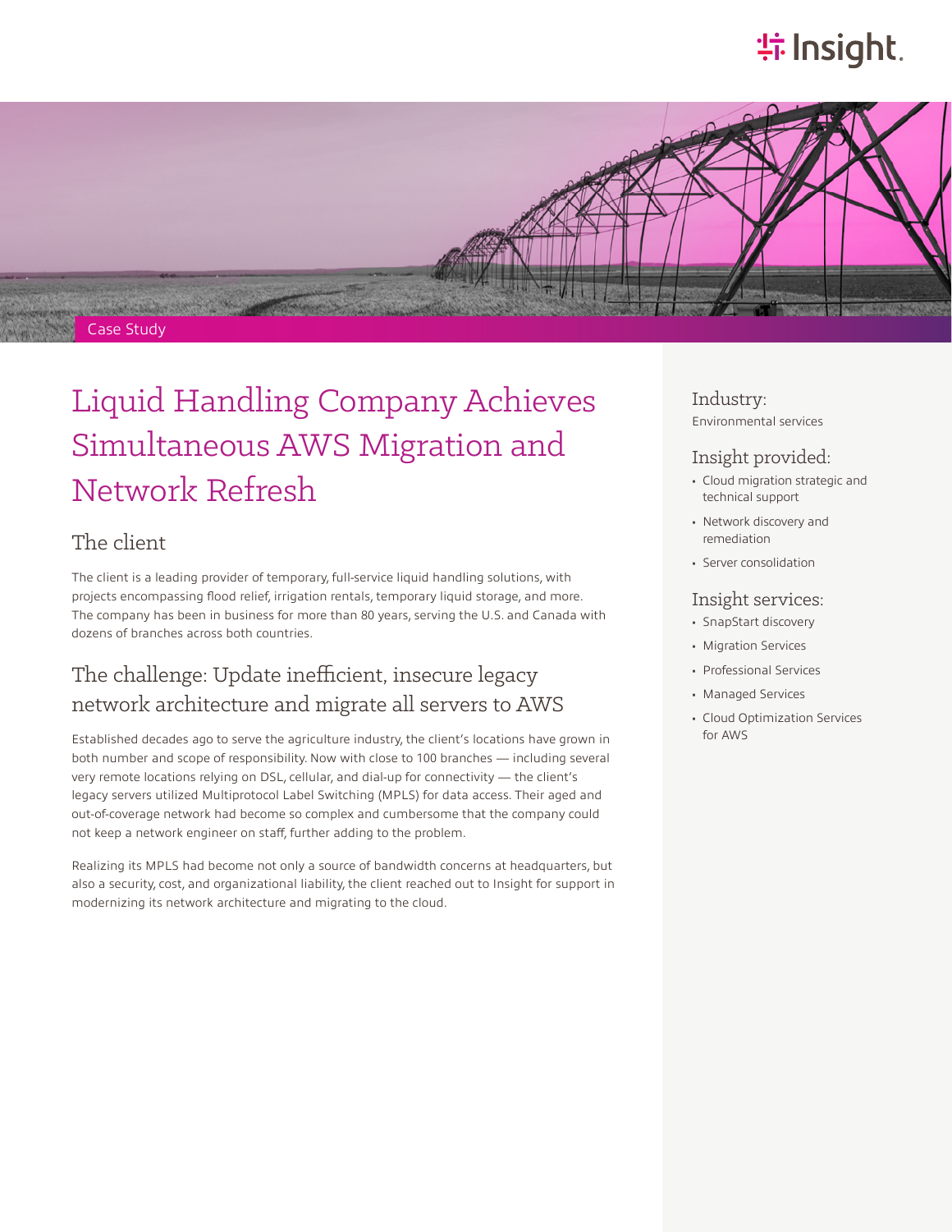Case Study

# Liquid Handling Company Achieves Simultaneous AWS Migration and Network Refresh

## The client

The client is a leading provider of temporary, full-service liquid handling solutions, with projects encompassing flood relief, irrigation rentals, temporary liquid storage, and more. The company has been in business for more than 80 years, serving the U.S. and Canada with dozens of branches across both countries.

## The challenge: Update inefficient, insecure legacy network architecture and migrate all servers to AWS

Established decades ago to serve the agriculture industry, the client's locations have grown in both number and scope of responsibility. Now with close to 100 branches — including several very remote locations relying on DSL, cellular, and dial-up for connectivity — the client's legacy servers utilized Multiprotocol Label Switching (MPLS) for data access. Their aged and out-of-coverage network had become so complex and cumbersome that the company could not keep a network engineer on staff, further adding to the problem.

Realizing its MPLS had become not only a source of bandwidth concerns at headquarters, but also a security, cost, and organizational liability, the client reached out to Insight for support in modernizing its network architecture and migrating to the cloud.

### Industry:

Environmental services

### Insight provided:

- Cloud migration strategic and technical support
- Network discovery and remediation
- Server consolidation

### Insight services:

- SnapStart discovery
- Migration Services
- Professional Services
- Managed Services
- Cloud Optimization Services for AWS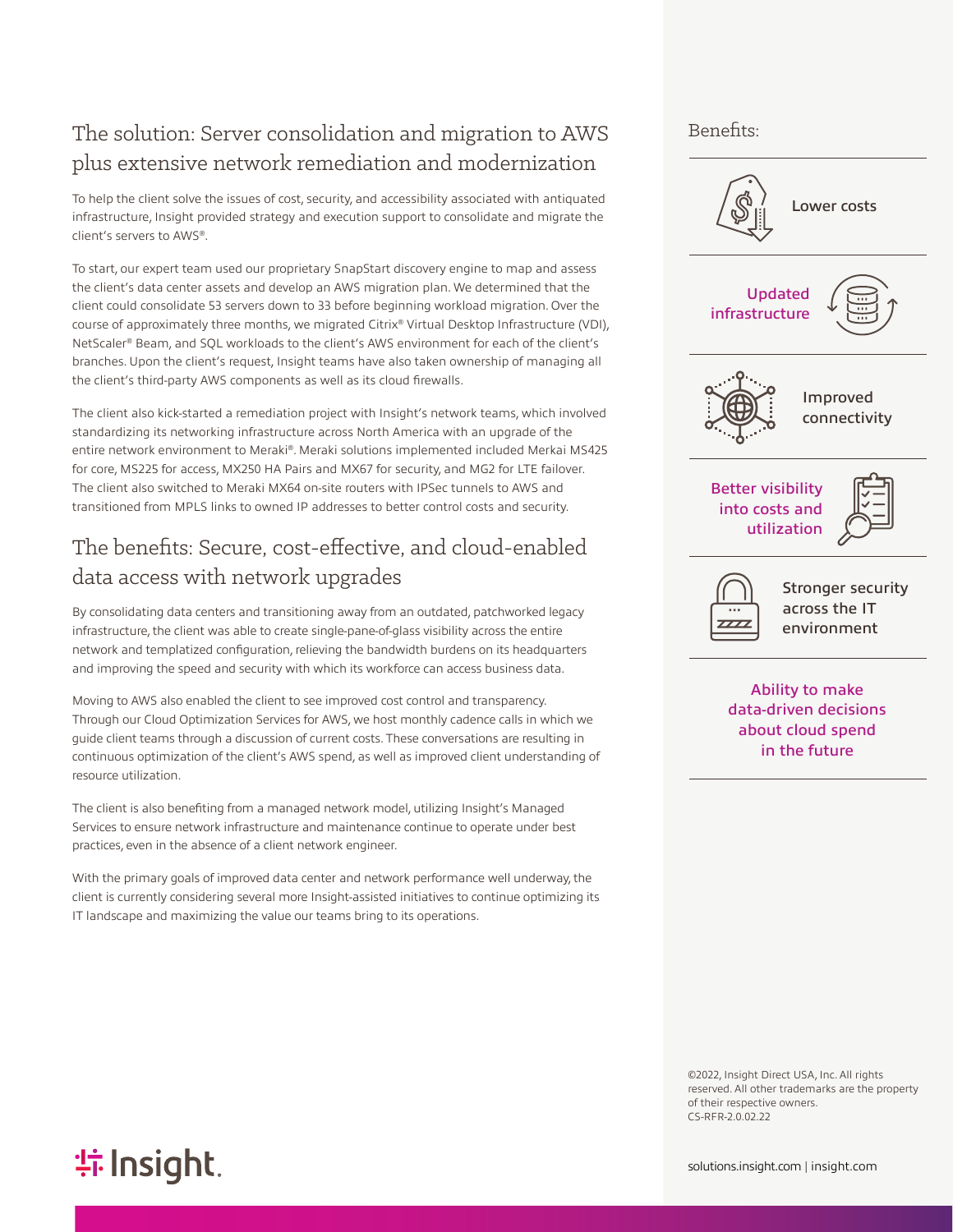## The solution: Server consolidation and migration to AWS plus extensive network remediation and modernization

To help the client solve the issues of cost, security, and accessibility associated with antiquated infrastructure, Insight provided strategy and execution support to consolidate and migrate the client's servers to AWS®.

To start, our expert team used our proprietary SnapStart discovery engine to map and assess the client's data center assets and develop an AWS migration plan. We determined that the client could consolidate 53 servers down to 33 before beginning workload migration. Over the course of approximately three months, we migrated Citrix® Virtual Desktop Infrastructure (VDI), NetScaler® Beam, and SQL workloads to the client's AWS environment for each of the client's branches. Upon the client's request, Insight teams have also taken ownership of managing all the client's third-party AWS components as well as its cloud firewalls.

The client also kick-started a remediation project with Insight's network teams, which involved standardizing its networking infrastructure across North America with an upgrade of the entire network environment to Meraki®. Meraki solutions implemented included Merkai MS425 for core, MS225 for access, MX250 HA Pairs and MX67 for security, and MG2 for LTE failover. The client also switched to Meraki MX64 on-site routers with IPSec tunnels to AWS and transitioned from MPLS links to owned IP addresses to better control costs and security.

## The benefits: Secure, cost-effective, and cloud-enabled data access with network upgrades

By consolidating data centers and transitioning away from an outdated, patchworked legacy infrastructure, the client was able to create single-pane-of-glass visibility across the entire network and templatized configuration, relieving the bandwidth burdens on its headquarters and improving the speed and security with which its workforce can access business data.

Moving to AWS also enabled the client to see improved cost control and transparency. Through our Cloud Optimization Services for AWS, we host monthly cadence calls in which we guide client teams through a discussion of current costs. These conversations are resulting in continuous optimization of the client's AWS spend, as well as improved client understanding of resource utilization.

The client is also benefiting from a managed network model, utilizing Insight's Managed Services to ensure network infrastructure and maintenance continue to operate under best practices, even in the absence of a client network engineer.

With the primary goals of improved data center and network performance well underway, the client is currently considering several more Insight-assisted initiatives to continue optimizing its IT landscape and maximizing the value our teams bring to its operations.

### Benefits:

- Lower costs
- Updated infrastructure
- Improved connectivity
- Better visibility into costs and utilization
- Stronger security across the IT environment
- Ability to make data-driven decisions about cloud spend in the future

©2022, Insight Direct USA, Inc. All rights reserved. All other trademarks are the property of their respective owners.
CS-RFR-2.0.02.22

Insight.

solutions.insight.com | insight.com